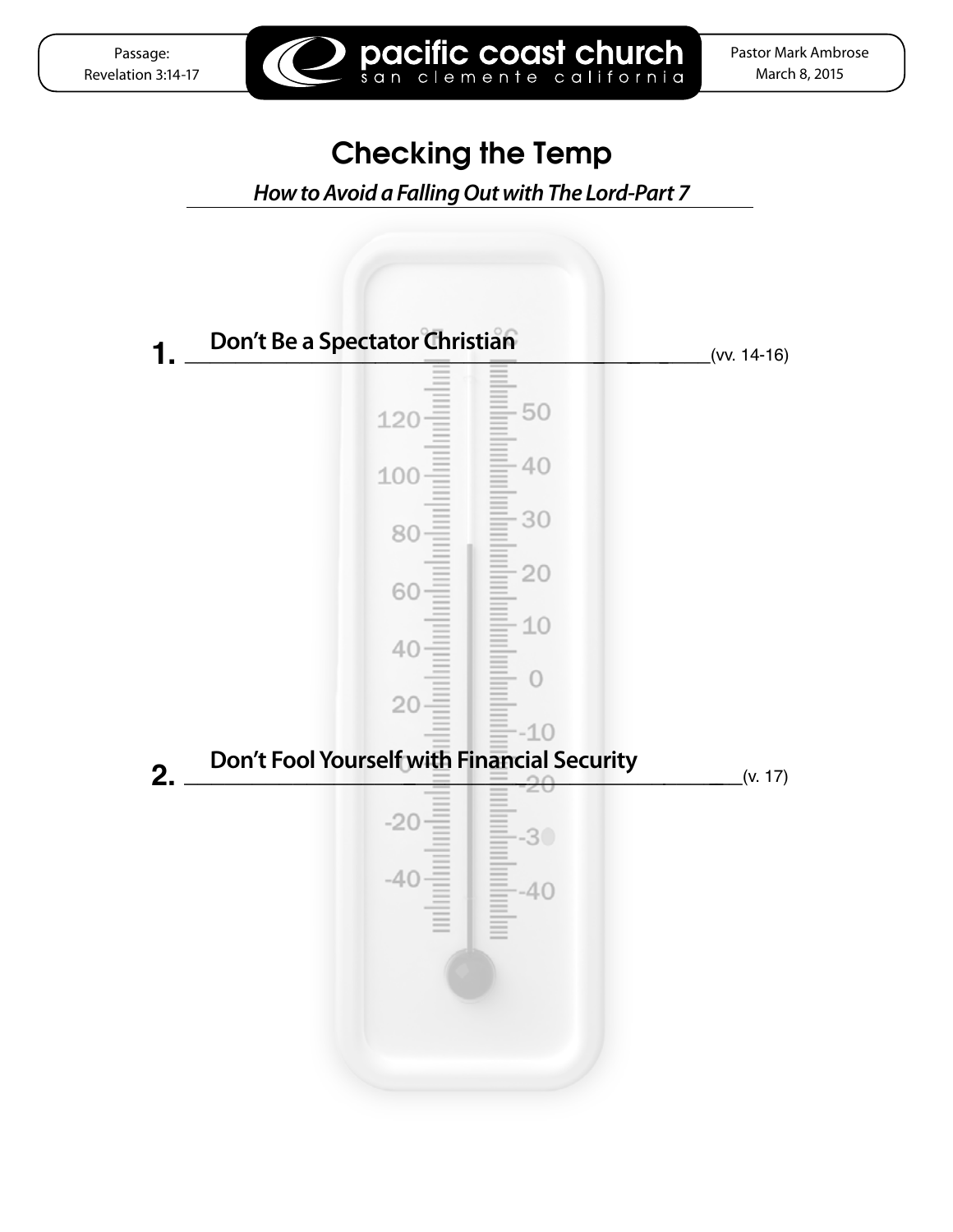Passage: Revelation 3:14-17

pacific coast church
san clemente california

Pastor Mark Ambrose
March 8, 2015

# Checking the Temp

## *How to Avoid a Falling Out with The Lord-Part 7*

1. **Don't Be a Spectator Christian** (vv. 14-16)

2. **Don't Fool Yourself with Financial Security** (v. 17)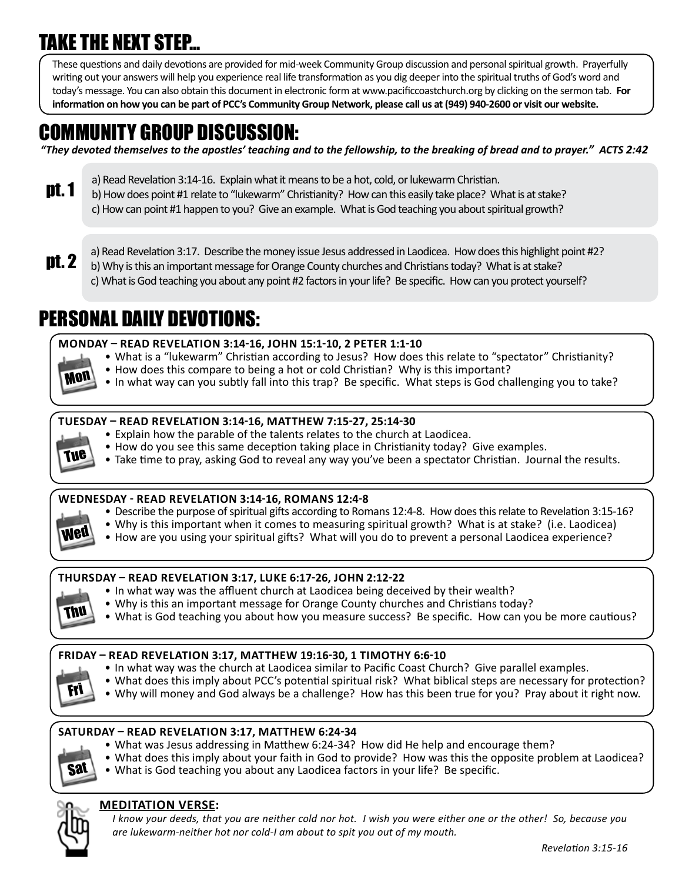# TAKE THE NEXT STEP...

These questions and daily devotions are provided for mid-week Community Group discussion and personal spiritual growth. Prayerfully writing out your answers will help you experience real life transformation as you dig deeper into the spiritual truths of God's word and today's message. You can also obtain this document in electronic form at www.pacificcoastchurch.org by clicking on the sermon tab. **For information on how you can be part of PCC's Community Group Network, please call us at (949) 940-2600 or visit our website.**

# COMMUNITY GROUP DISCUSSION:

***"They devoted themselves to the apostles' teaching and to the fellowship, to the breaking of bread and to prayer." ACTS 2:42***

**pt. 1**

a) Read Revelation 3:14-16. Explain what it means to be a hot, cold, or lukewarm Christian.
b) How does point #1 relate to "lukewarm" Christianity? How can this easily take place? What is at stake?
c) How can point #1 happen to you? Give an example. What is God teaching you about spiritual growth?

**pt. 2**

a) Read Revelation 3:17. Describe the money issue Jesus addressed in Laodicea. How does this highlight point #2?
b) Why is this an important message for Orange County churches and Christians today? What is at stake?
c) What is God teaching you about any point #2 factors in your life? Be specific. How can you protect yourself?

# PERSONAL DAILY DEVOTIONS:

**MONDAY – READ REVELATION 3:14-16, JOHN 15:1-10, 2 PETER 1:1-10**

- What is a "lukewarm" Christian according to Jesus? How does this relate to "spectator" Christianity?
- How does this compare to being a hot or cold Christian? Why is this important?
- In what way can you subtly fall into this trap? Be specific. What steps is God challenging you to take?

**TUESDAY – READ REVELATION 3:14-16, MATTHEW 7:15-27, 25:14-30**

- Explain how the parable of the talents relates to the church at Laodicea.
- How do you see this same deception taking place in Christianity today? Give examples.
- Take time to pray, asking God to reveal any way you've been a spectator Christian. Journal the results.

**WEDNESDAY - READ REVELATION 3:14-16, ROMANS 12:4-8**

- Describe the purpose of spiritual gifts according to Romans 12:4-8. How does this relate to Revelation 3:15-16?
- Why is this important when it comes to measuring spiritual growth? What is at stake? (i.e. Laodicea)
- How are you using your spiritual gifts? What will you do to prevent a personal Laodicea experience?

**THURSDAY – READ REVELATION 3:17, LUKE 6:17-26, JOHN 2:12-22**

- In what way was the affluent church at Laodicea being deceived by their wealth?
- Why is this an important message for Orange County churches and Christians today?
- What is God teaching you about how you measure success? Be specific. How can you be more cautious?

**FRIDAY – READ REVELATION 3:17, MATTHEW 19:16-30, 1 TIMOTHY 6:6-10**

- In what way was the church at Laodicea similar to Pacific Coast Church? Give parallel examples.
- What does this imply about PCC's potential spiritual risk? What biblical steps are necessary for protection?
- Why will money and God always be a challenge? How has this been true for you? Pray about it right now.

**SATURDAY – READ REVELATION 3:17, MATTHEW 6:24-34**

- What was Jesus addressing in Matthew 6:24-34? How did He help and encourage them?
- What does this imply about your faith in God to provide? How was this the opposite problem at Laodicea?
- What is God teaching you about any Laodicea factors in your life? Be specific.

**MEDITATION VERSE:**

*I know your deeds, that you are neither cold nor hot. I wish you were either one or the other! So, because you are lukewarm-neither hot nor cold-I am about to spit you out of my mouth.*

*Revelation 3:15-16*